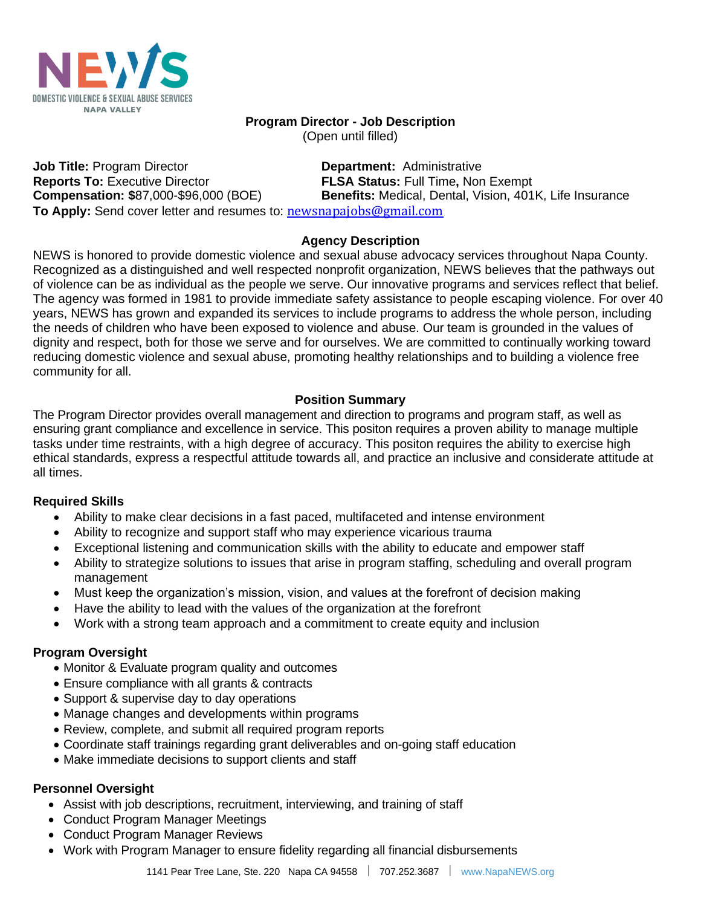NEWS
DOMESTIC VIOLENCE & SEXUAL ABUSE SERVICES
NAPA VALLEY

# Program Director - Job Description

(Open until filled)

**Job Title:** Program Director
**Department:** Administrative
**Reports To:** Executive Director
**FLSA Status:** Full Time**,** Non Exempt
**Compensation: $**87,000-$96,000 (BOE)
**Benefits:** Medical, Dental, Vision, 401K, Life Insurance
**To Apply:** Send cover letter and resumes to: newsnapajobs@gmail.com

## Agency Description

NEWS is honored to provide domestic violence and sexual abuse advocacy services throughout Napa County. Recognized as a distinguished and well respected nonprofit organization, NEWS believes that the pathways out of violence can be as individual as the people we serve. Our innovative programs and services reflect that belief. The agency was formed in 1981 to provide immediate safety assistance to people escaping violence. For over 40 years, NEWS has grown and expanded its services to include programs to address the whole person, including the needs of children who have been exposed to violence and abuse. Our team is grounded in the values of dignity and respect, both for those we serve and for ourselves. We are committed to continually working toward reducing domestic violence and sexual abuse, promoting healthy relationships and to building a violence free community for all.

## Position Summary

The Program Director provides overall management and direction to programs and program staff, as well as ensuring grant compliance and excellence in service. This positon requires a proven ability to manage multiple tasks under time restraints, with a high degree of accuracy. This positon requires the ability to exercise high ethical standards, express a respectful attitude towards all, and practice an inclusive and considerate attitude at all times.

### Required Skills

- Ability to make clear decisions in a fast paced, multifaceted and intense environment
- Ability to recognize and support staff who may experience vicarious trauma
- Exceptional listening and communication skills with the ability to educate and empower staff
- Ability to strategize solutions to issues that arise in program staffing, scheduling and overall program management
- Must keep the organization's mission, vision, and values at the forefront of decision making
- Have the ability to lead with the values of the organization at the forefront
- Work with a strong team approach and a commitment to create equity and inclusion

### Program Oversight

- Monitor & Evaluate program quality and outcomes
- Ensure compliance with all grants & contracts
- Support & supervise day to day operations
- Manage changes and developments within programs
- Review, complete, and submit all required program reports
- Coordinate staff trainings regarding grant deliverables and on-going staff education
- Make immediate decisions to support clients and staff

### Personnel Oversight

- Assist with job descriptions, recruitment, interviewing, and training of staff
- Conduct Program Manager Meetings
- Conduct Program Manager Reviews
- Work with Program Manager to ensure fidelity regarding all financial disbursements

1141 Pear Tree Lane, Ste. 220 Napa CA 94558 | 707.252.3687 | www.NapaNEWS.org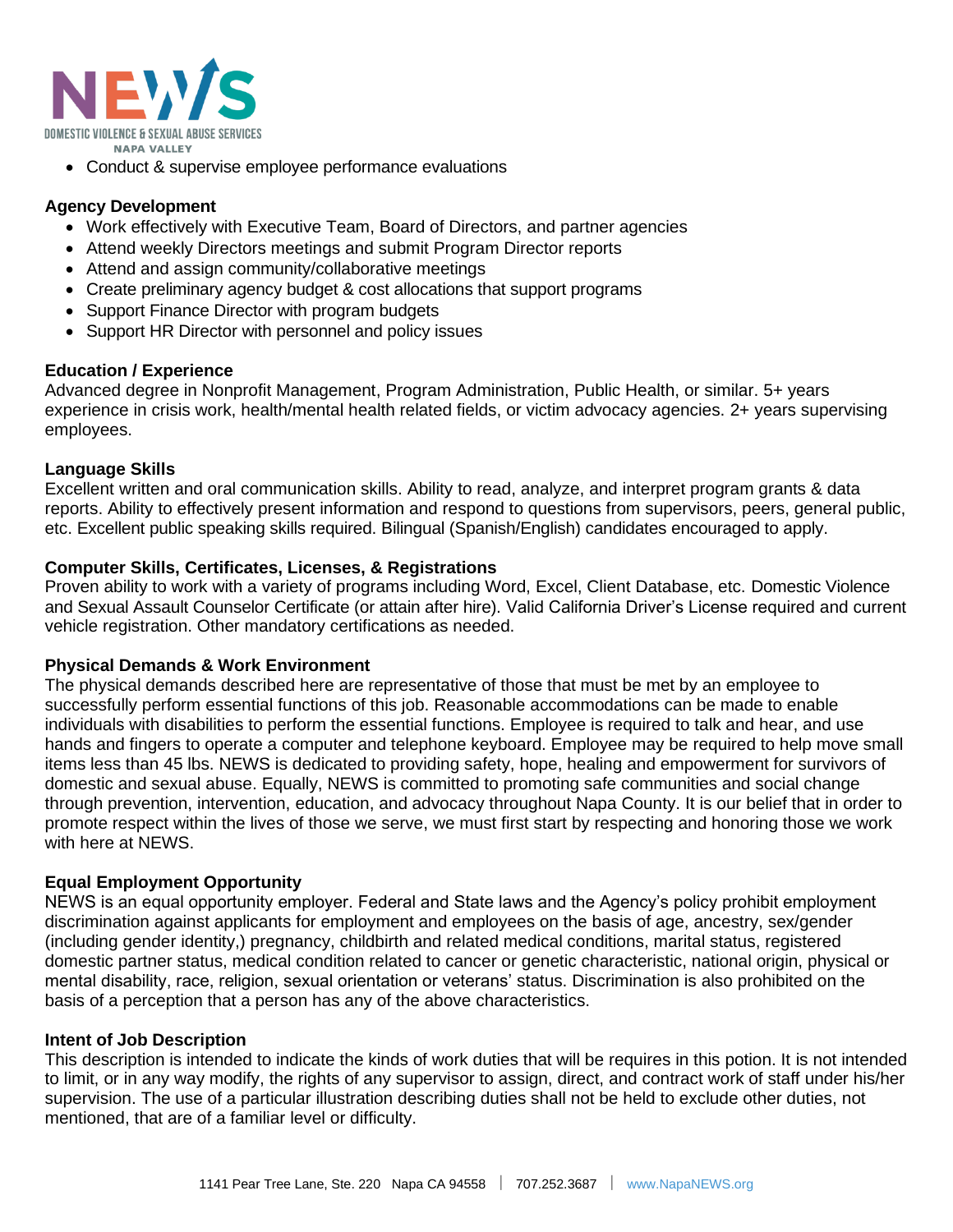- Conduct & supervise employee performance evaluations

**Agency Development**

- Work effectively with Executive Team, Board of Directors, and partner agencies
- Attend weekly Directors meetings and submit Program Director reports
- Attend and assign community/collaborative meetings
- Create preliminary agency budget & cost allocations that support programs
- Support Finance Director with program budgets
- Support HR Director with personnel and policy issues

**Education / Experience**

Advanced degree in Nonprofit Management, Program Administration, Public Health, or similar. 5+ years experience in crisis work, health/mental health related fields, or victim advocacy agencies. 2+ years supervising employees.

**Language Skills**

Excellent written and oral communication skills. Ability to read, analyze, and interpret program grants & data reports. Ability to effectively present information and respond to questions from supervisors, peers, general public, etc. Excellent public speaking skills required. Bilingual (Spanish/English) candidates encouraged to apply.

**Computer Skills, Certificates, Licenses, & Registrations**

Proven ability to work with a variety of programs including Word, Excel, Client Database, etc. Domestic Violence and Sexual Assault Counselor Certificate (or attain after hire). Valid California Driver's License required and current vehicle registration. Other mandatory certifications as needed.

**Physical Demands & Work Environment**

The physical demands described here are representative of those that must be met by an employee to successfully perform essential functions of this job. Reasonable accommodations can be made to enable individuals with disabilities to perform the essential functions. Employee is required to talk and hear, and use hands and fingers to operate a computer and telephone keyboard. Employee may be required to help move small items less than 45 lbs. NEWS is dedicated to providing safety, hope, healing and empowerment for survivors of domestic and sexual abuse. Equally, NEWS is committed to promoting safe communities and social change through prevention, intervention, education, and advocacy throughout Napa County. It is our belief that in order to promote respect within the lives of those we serve, we must first start by respecting and honoring those we work with here at NEWS.

**Equal Employment Opportunity**

NEWS is an equal opportunity employer. Federal and State laws and the Agency's policy prohibit employment discrimination against applicants for employment and employees on the basis of age, ancestry, sex/gender (including gender identity,) pregnancy, childbirth and related medical conditions, marital status, registered domestic partner status, medical condition related to cancer or genetic characteristic, national origin, physical or mental disability, race, religion, sexual orientation or veterans' status. Discrimination is also prohibited on the basis of a perception that a person has any of the above characteristics.

**Intent of Job Description**

This description is intended to indicate the kinds of work duties that will be requires in this potion. It is not intended to limit, or in any way modify, the rights of any supervisor to assign, direct, and contract work of staff under his/her supervision. The use of a particular illustration describing duties shall not be held to exclude other duties, not mentioned, that are of a familiar level or difficulty.